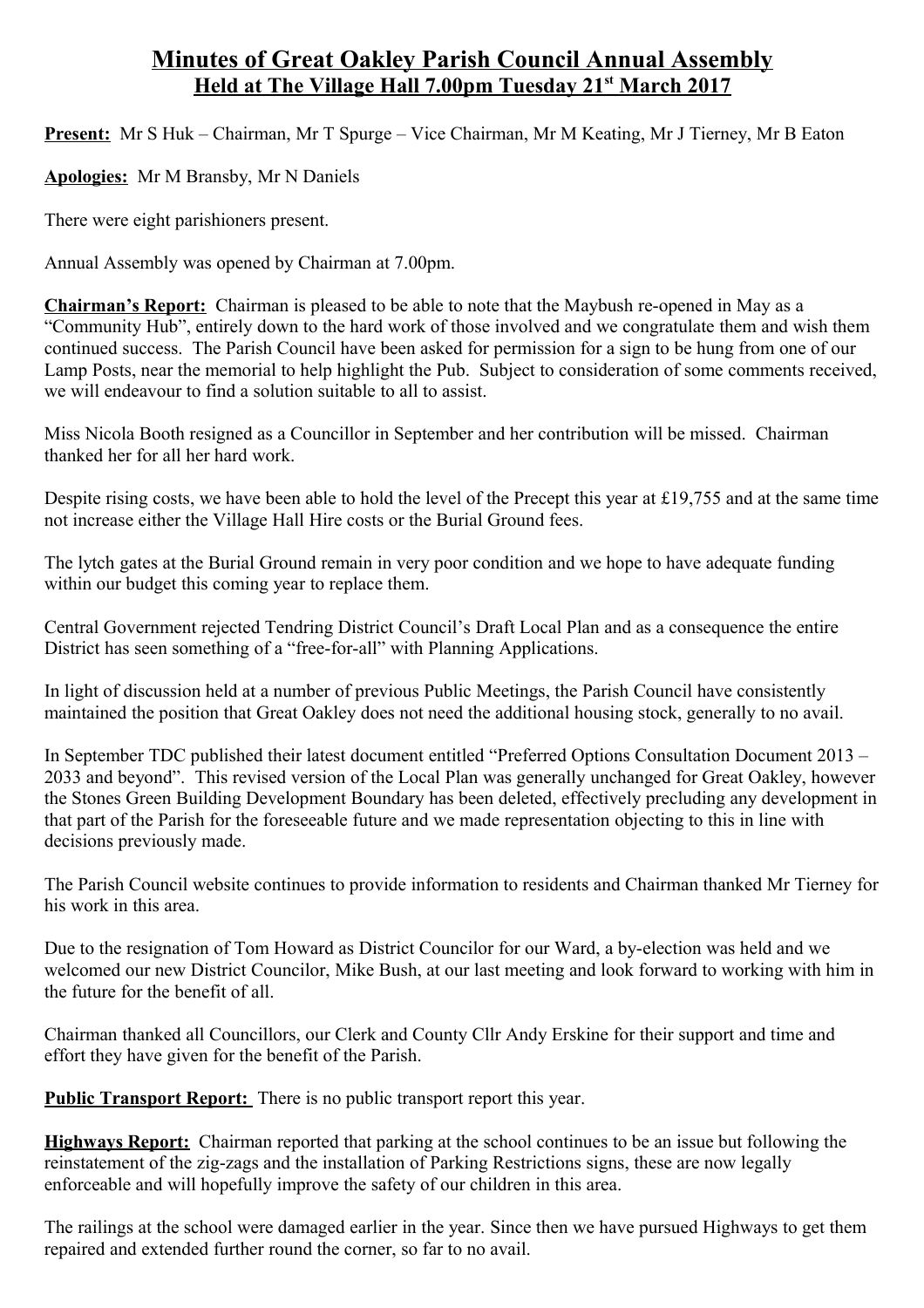# Minutes of Great Oakley Parish Council Annual Assembly

## Held at The Village Hall 7.00pm Tuesday 21st March 2017

**Present:** Mr S Huk – Chairman, Mr T Spurge – Vice Chairman, Mr M Keating, Mr J Tierney, Mr B Eaton

**Apologies:** Mr M Bransby, Mr N Daniels

There were eight parishioners present.

Annual Assembly was opened by Chairman at 7.00pm.

**Chairman's Report:** Chairman is pleased to be able to note that the Maybush re-opened in May as a "Community Hub", entirely down to the hard work of those involved and we congratulate them and wish them continued success. The Parish Council have been asked for permission for a sign to be hung from one of our Lamp Posts, near the memorial to help highlight the Pub. Subject to consideration of some comments received, we will endeavour to find a solution suitable to all to assist.

Miss Nicola Booth resigned as a Councillor in September and her contribution will be missed. Chairman thanked her for all her hard work.

Despite rising costs, we have been able to hold the level of the Precept this year at £19,755 and at the same time not increase either the Village Hall Hire costs or the Burial Ground fees.

The lytch gates at the Burial Ground remain in very poor condition and we hope to have adequate funding within our budget this coming year to replace them.

Central Government rejected Tendring District Council's Draft Local Plan and as a consequence the entire District has seen something of a "free-for-all" with Planning Applications.

In light of discussion held at a number of previous Public Meetings, the Parish Council have consistently maintained the position that Great Oakley does not need the additional housing stock, generally to no avail.

In September TDC published their latest document entitled "Preferred Options Consultation Document 2013 – 2033 and beyond". This revised version of the Local Plan was generally unchanged for Great Oakley, however the Stones Green Building Development Boundary has been deleted, effectively precluding any development in that part of the Parish for the foreseeable future and we made representation objecting to this in line with decisions previously made.

The Parish Council website continues to provide information to residents and Chairman thanked Mr Tierney for his work in this area.

Due to the resignation of Tom Howard as District Councilor for our Ward, a by-election was held and we welcomed our new District Councilor, Mike Bush, at our last meeting and look forward to working with him in the future for the benefit of all.

Chairman thanked all Councillors, our Clerk and County Cllr Andy Erskine for their support and time and effort they have given for the benefit of the Parish.

**Public Transport Report:** There is no public transport report this year.

**Highways Report:** Chairman reported that parking at the school continues to be an issue but following the reinstatement of the zig-zags and the installation of Parking Restrictions signs, these are now legally enforceable and will hopefully improve the safety of our children in this area.

The railings at the school were damaged earlier in the year. Since then we have pursued Highways to get them repaired and extended further round the corner, so far to no avail.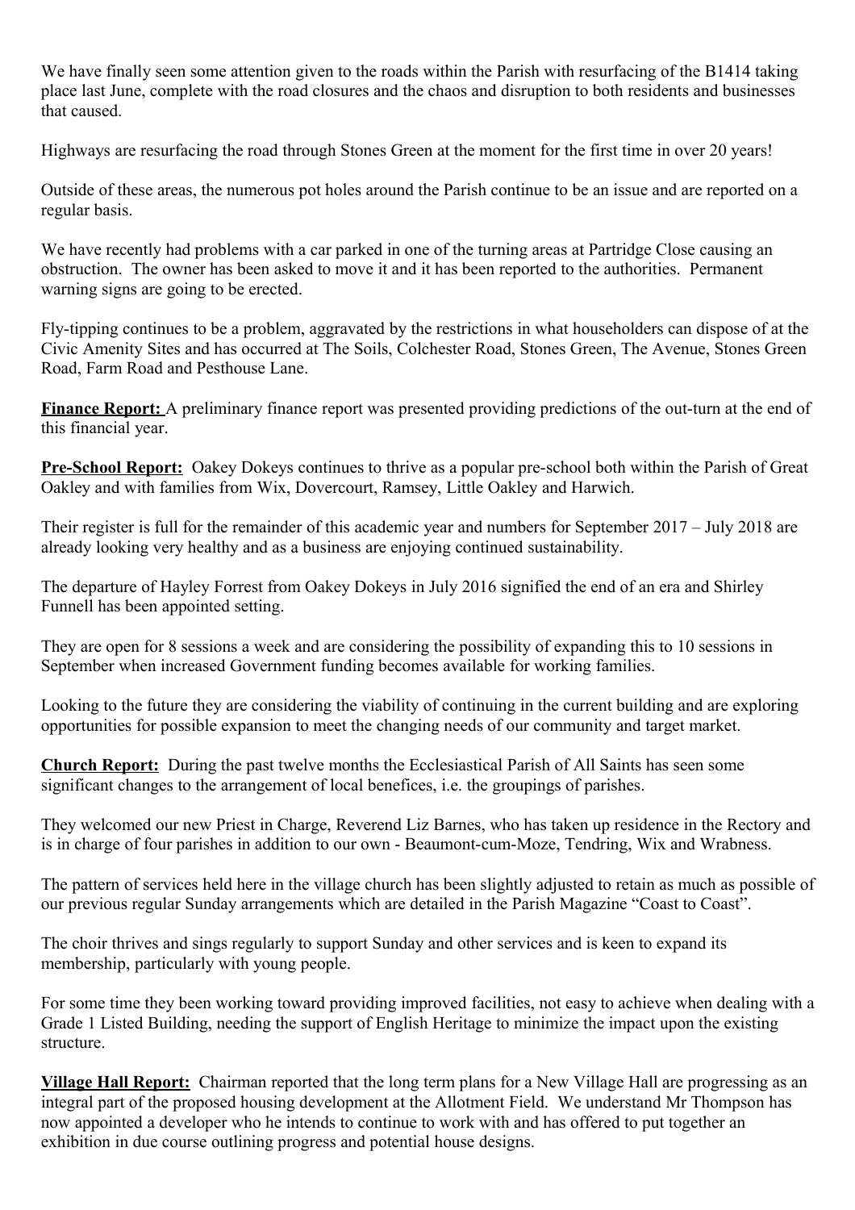We have finally seen some attention given to the roads within the Parish with resurfacing of the B1414 taking place last June, complete with the road closures and the chaos and disruption to both residents and businesses that caused.

Highways are resurfacing the road through Stones Green at the moment for the first time in over 20 years!

Outside of these areas, the numerous pot holes around the Parish continue to be an issue and are reported on a regular basis.

We have recently had problems with a car parked in one of the turning areas at Partridge Close causing an obstruction. The owner has been asked to move it and it has been reported to the authorities. Permanent warning signs are going to be erected.

Fly-tipping continues to be a problem, aggravated by the restrictions in what householders can dispose of at the Civic Amenity Sites and has occurred at The Soils, Colchester Road, Stones Green, The Avenue, Stones Green Road, Farm Road and Pesthouse Lane.

**Finance Report:** A preliminary finance report was presented providing predictions of the out-turn at the end of this financial year.

**Pre-School Report:** Oakey Dokeys continues to thrive as a popular pre-school both within the Parish of Great Oakley and with families from Wix, Dovercourt, Ramsey, Little Oakley and Harwich.

Their register is full for the remainder of this academic year and numbers for September 2017 – July 2018 are already looking very healthy and as a business are enjoying continued sustainability.

The departure of Hayley Forrest from Oakey Dokeys in July 2016 signified the end of an era and Shirley Funnell has been appointed setting.

They are open for 8 sessions a week and are considering the possibility of expanding this to 10 sessions in September when increased Government funding becomes available for working families.

Looking to the future they are considering the viability of continuing in the current building and are exploring opportunities for possible expansion to meet the changing needs of our community and target market.

**Church Report:** During the past twelve months the Ecclesiastical Parish of All Saints has seen some significant changes to the arrangement of local benefices, i.e. the groupings of parishes.

They welcomed our new Priest in Charge, Reverend Liz Barnes, who has taken up residence in the Rectory and is in charge of four parishes in addition to our own - Beaumont-cum-Moze, Tendring, Wix and Wrabness.

The pattern of services held here in the village church has been slightly adjusted to retain as much as possible of our previous regular Sunday arrangements which are detailed in the Parish Magazine "Coast to Coast".

The choir thrives and sings regularly to support Sunday and other services and is keen to expand its membership, particularly with young people.

For some time they been working toward providing improved facilities, not easy to achieve when dealing with a Grade 1 Listed Building, needing the support of English Heritage to minimize the impact upon the existing structure.

**Village Hall Report:** Chairman reported that the long term plans for a New Village Hall are progressing as an integral part of the proposed housing development at the Allotment Field. We understand Mr Thompson has now appointed a developer who he intends to continue to work with and has offered to put together an exhibition in due course outlining progress and potential house designs.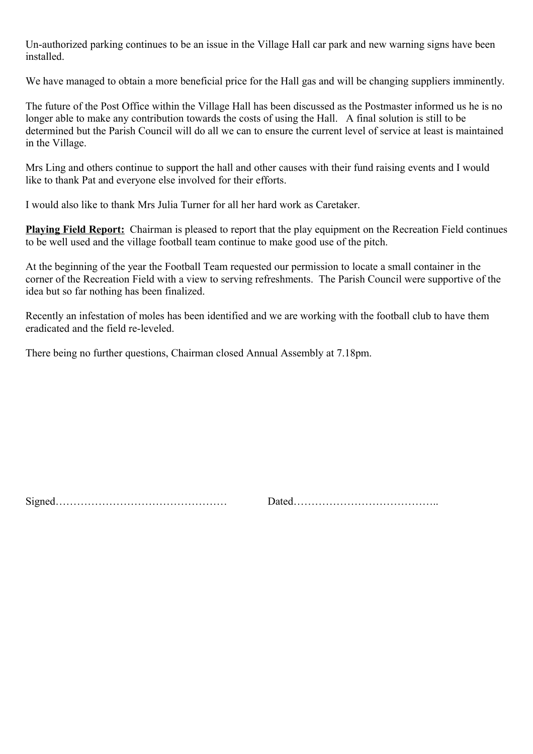Un-authorized parking continues to be an issue in the Village Hall car park and new warning signs have been installed.

We have managed to obtain a more beneficial price for the Hall gas and will be changing suppliers imminently.

The future of the Post Office within the Village Hall has been discussed as the Postmaster informed us he is no longer able to make any contribution towards the costs of using the Hall. A final solution is still to be determined but the Parish Council will do all we can to ensure the current level of service at least is maintained in the Village.

Mrs Ling and others continue to support the hall and other causes with their fund raising events and I would like to thank Pat and everyone else involved for their efforts.

I would also like to thank Mrs Julia Turner for all her hard work as Caretaker.

**Playing Field Report:** Chairman is pleased to report that the play equipment on the Recreation Field continues to be well used and the village football team continue to make good use of the pitch.

At the beginning of the year the Football Team requested our permission to locate a small container in the corner of the Recreation Field with a view to serving refreshments. The Parish Council were supportive of the idea but so far nothing has been finalized.

Recently an infestation of moles has been identified and we are working with the football club to have them eradicated and the field re-leveled.

There being no further questions, Chairman closed Annual Assembly at 7.18pm.

Signed…………………………………………  Dated…………………………………..